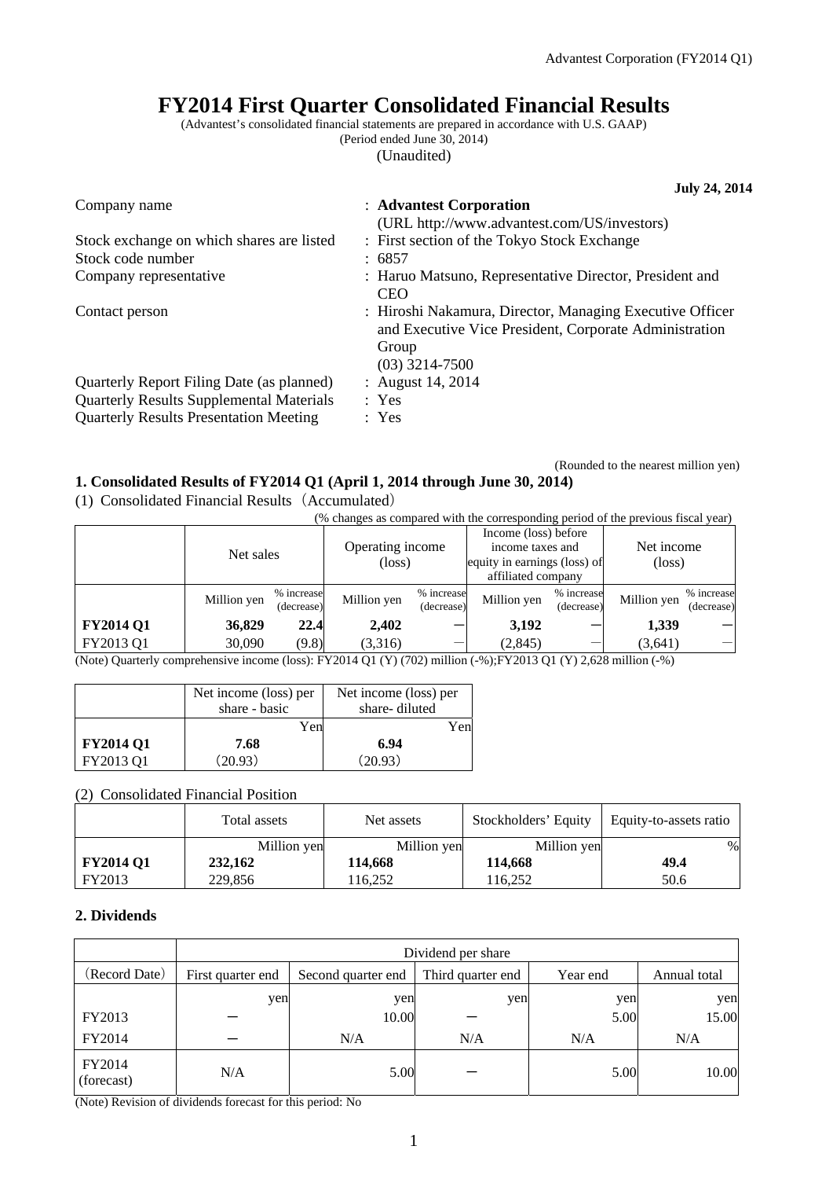# FY2014 First Quarter Consolidated Financial Results

(Advantest's consolidated financial statements are prepared in accordance with U.S. GAAP)
(Period ended June 30, 2014)
(Unaudited)

**July 24, 2014**

| | |
|---|---|
| Company name | : **Advantest Corporation** (URL http://www.advantest.com/US/investors) |
| Stock exchange on which shares are listed | : First section of the Tokyo Stock Exchange |
| Stock code number | : 6857 |
| Company representative | : Haruo Matsuno, Representative Director, President and CEO |
| Contact person | : Hiroshi Nakamura, Director, Managing Executive Officer and Executive Vice President, Corporate Administration Group (03) 3214-7500 |
| Quarterly Report Filing Date (as planned) | : August 14, 2014 |
| Quarterly Results Supplemental Materials | : Yes |
| Quarterly Results Presentation Meeting | : Yes |

(Rounded to the nearest million yen)

## 1. Consolidated Results of FY2014 Q1 (April 1, 2014 through June 30, 2014)

(1) Consolidated Financial Results（Accumulated）

(% changes as compared with the corresponding period of the previous fiscal year)

| | Net sales | | Operating income (loss) | | Income (loss) before income taxes and equity in earnings (loss) of affiliated company | | Net income (loss) | |
|---|---|---|---|---|---|---|---|---|
| | Million yen | % increase (decrease) | Million yen | % increase (decrease) | Million yen | % increase (decrease) | Million yen | % increase (decrease) |
| **FY2014 Q1** | **36,829** | **22.4** | **2,402** | **－** | **3,192** | **－** | **1,339** | **－** |
| FY2013 Q1 | 30,090 | (9.8) | (3,316) | － | (2,845) | － | (3,641) | － |

(Note) Quarterly comprehensive income (loss): FY2014 Q1 (Y) (702) million (-%);FY2013 Q1 (Y) 2,628 million (-%)

| | Net income (loss) per share - basic | Net income (loss) per share- diluted |
|---|---|---|
| | Yen | Yen |
| **FY2014 Q1** | **7.68** | **6.94** |
| FY2013 Q1 | (20.93) | (20.93) |

(2) Consolidated Financial Position

| | Total assets | Net assets | Stockholders' Equity | Equity-to-assets ratio |
|---|---|---|---|---|
| | Million yen | Million yen | Million yen | % |
| **FY2014 Q1** | **232,162** | **114,668** | **114,668** | **49.4** |
| FY2013 | 229,856 | 116,252 | 116,252 | 50.6 |

## 2. Dividends

| | Dividend per share | | | | |
|---|---|---|---|---|---|
| (Record Date) | First quarter end | Second quarter end | Third quarter end | Year end | Annual total |
| | yen | yen | yen | yen | yen |
| FY2013 | － | 10.00 | － | 5.00 | 15.00 |
| FY2014 | － | N/A | N/A | N/A | N/A |
| FY2014 (forecast) | N/A | 5.00 | － | 5.00 | 10.00 |

(Note) Revision of dividends forecast for this period: No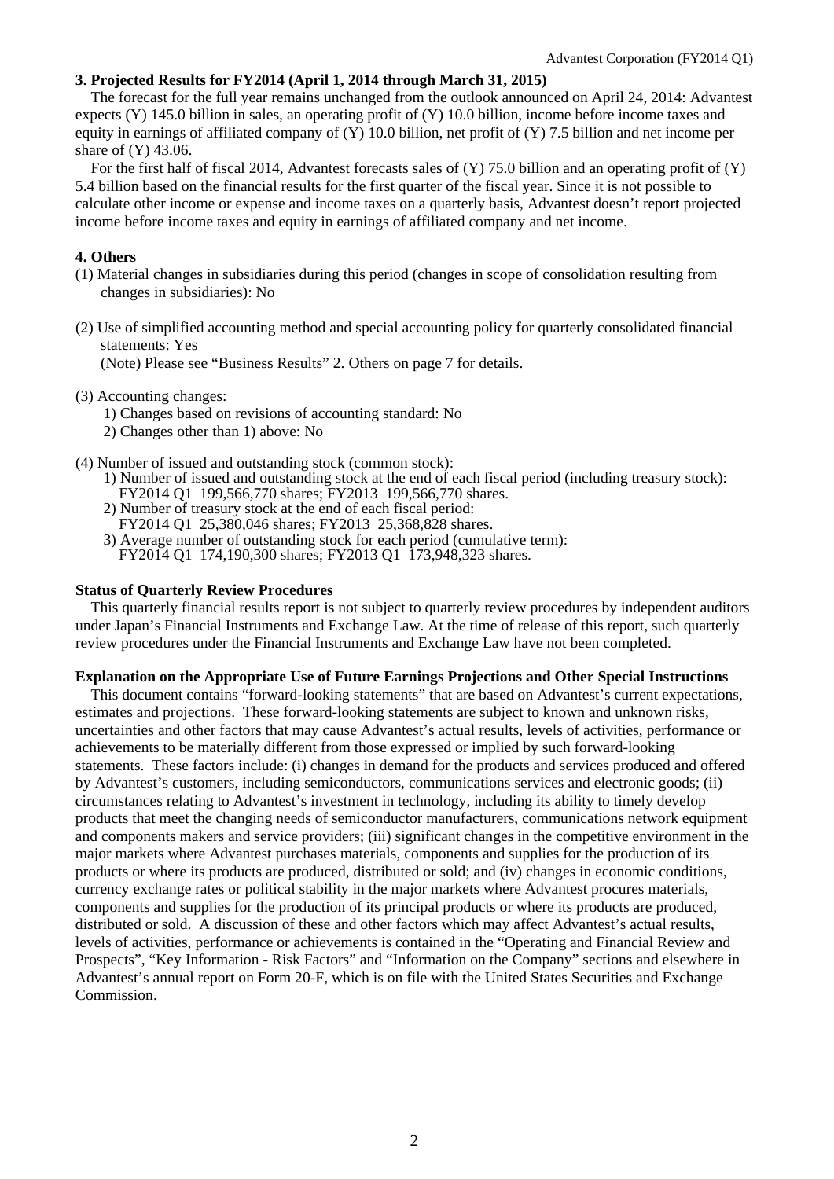### 3. Projected Results for FY2014 (April 1, 2014 through March 31, 2015)

The forecast for the full year remains unchanged from the outlook announced on April 24, 2014: Advantest expects (Y) 145.0 billion in sales, an operating profit of (Y) 10.0 billion, income before income taxes and equity in earnings of affiliated company of (Y) 10.0 billion, net profit of (Y) 7.5 billion and net income per share of (Y) 43.06.

For the first half of fiscal 2014, Advantest forecasts sales of (Y) 75.0 billion and an operating profit of (Y) 5.4 billion based on the financial results for the first quarter of the fiscal year. Since it is not possible to calculate other income or expense and income taxes on a quarterly basis, Advantest doesn't report projected income before income taxes and equity in earnings of affiliated company and net income.

### 4. Others

(1) Material changes in subsidiaries during this period (changes in scope of consolidation resulting from changes in subsidiaries): No

(2) Use of simplified accounting method and special accounting policy for quarterly consolidated financial statements: Yes
(Note) Please see "Business Results" 2. Others on page 7 for details.

(3) Accounting changes:
1) Changes based on revisions of accounting standard: No
2) Changes other than 1) above: No

(4) Number of issued and outstanding stock (common stock):
1) Number of issued and outstanding stock at the end of each fiscal period (including treasury stock):
FY2014 Q1 199,566,770 shares; FY2013 199,566,770 shares.
2) Number of treasury stock at the end of each fiscal period:
FY2014 Q1 25,380,046 shares; FY2013 25,368,828 shares.
3) Average number of outstanding stock for each period (cumulative term):
FY2014 Q1 174,190,300 shares; FY2013 Q1 173,948,323 shares.

**Status of Quarterly Review Procedures**

This quarterly financial results report is not subject to quarterly review procedures by independent auditors under Japan's Financial Instruments and Exchange Law. At the time of release of this report, such quarterly review procedures under the Financial Instruments and Exchange Law have not been completed.

**Explanation on the Appropriate Use of Future Earnings Projections and Other Special Instructions**

This document contains "forward-looking statements" that are based on Advantest's current expectations, estimates and projections. These forward-looking statements are subject to known and unknown risks, uncertainties and other factors that may cause Advantest's actual results, levels of activities, performance or achievements to be materially different from those expressed or implied by such forward-looking statements. These factors include: (i) changes in demand for the products and services produced and offered by Advantest's customers, including semiconductors, communications services and electronic goods; (ii) circumstances relating to Advantest's investment in technology, including its ability to timely develop products that meet the changing needs of semiconductor manufacturers, communications network equipment and components makers and service providers; (iii) significant changes in the competitive environment in the major markets where Advantest purchases materials, components and supplies for the production of its products or where its products are produced, distributed or sold; and (iv) changes in economic conditions, currency exchange rates or political stability in the major markets where Advantest procures materials, components and supplies for the production of its principal products or where its products are produced, distributed or sold. A discussion of these and other factors which may affect Advantest's actual results, levels of activities, performance or achievements is contained in the "Operating and Financial Review and Prospects", "Key Information - Risk Factors" and "Information on the Company" sections and elsewhere in Advantest's annual report on Form 20-F, which is on file with the United States Securities and Exchange Commission.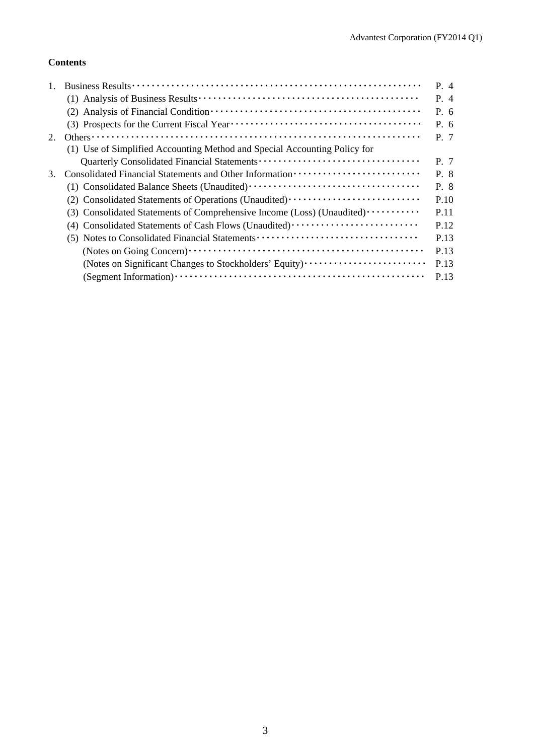**Contents**

| | | |
|---|---|---|
| 1. | Business Results | P. 4 |
| | (1) Analysis of Business Results | P. 4 |
| | (2) Analysis of Financial Condition | P. 6 |
| | (3) Prospects for the Current Fiscal Year | P. 6 |
| 2. | Others | P. 7 |
| | (1) Use of Simplified Accounting Method and Special Accounting Policy for Quarterly Consolidated Financial Statements | P. 7 |
| 3. | Consolidated Financial Statements and Other Information | P. 8 |
| | (1) Consolidated Balance Sheets (Unaudited) | P. 8 |
| | (2) Consolidated Statements of Operations (Unaudited) | P.10 |
| | (3) Consolidated Statements of Comprehensive Income (Loss) (Unaudited) | P.11 |
| | (4) Consolidated Statements of Cash Flows (Unaudited) | P.12 |
| | (5) Notes to Consolidated Financial Statements | P.13 |
| | (Notes on Going Concern) | P.13 |
| | (Notes on Significant Changes to Stockholders' Equity) | P.13 |
| | (Segment Information) | P.13 |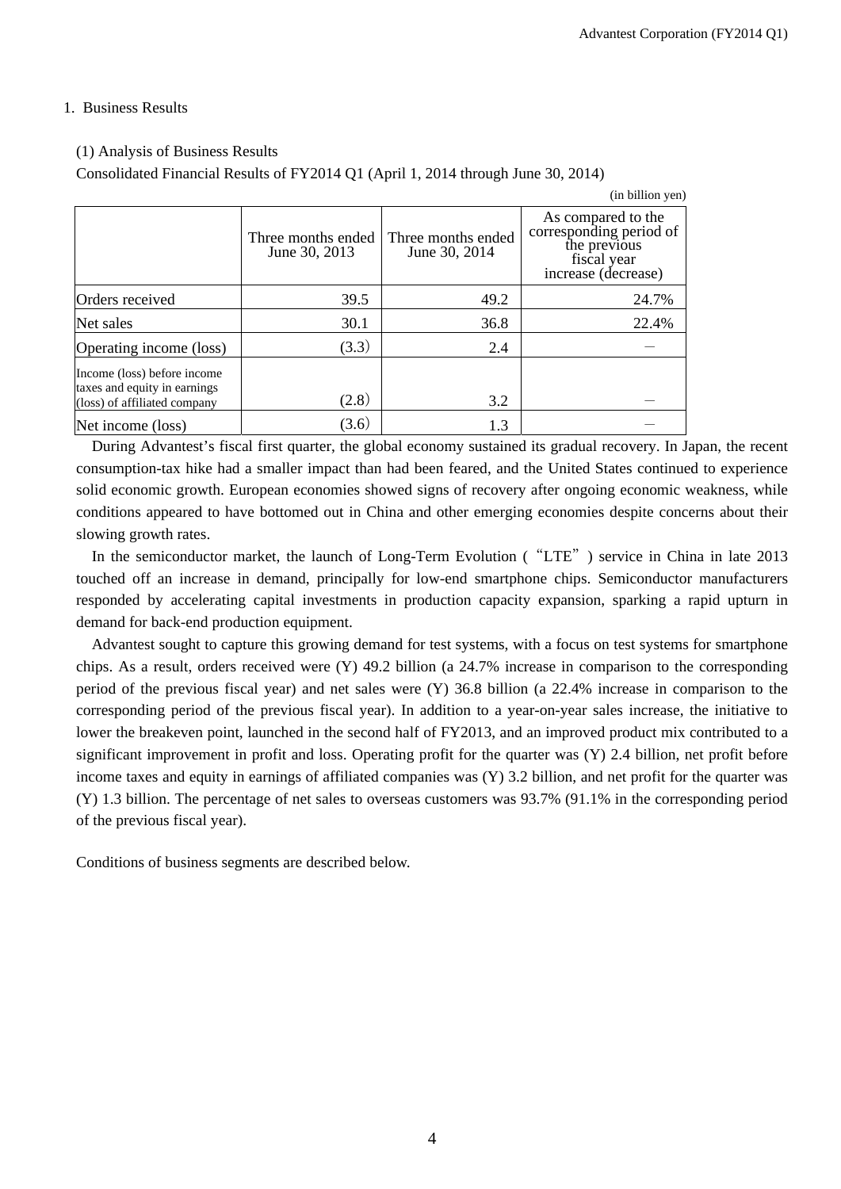1. Business Results

(1) Analysis of Business Results

Consolidated Financial Results of FY2014 Q1 (April 1, 2014 through June 30, 2014)

(in billion yen)

| | Three months ended June 30, 2013 | Three months ended June 30, 2014 | As compared to the corresponding period of the previous fiscal year increase (decrease) |
|---|---|---|---|
| Orders received | 39.5 | 49.2 | 24.7% |
| Net sales | 30.1 | 36.8 | 22.4% |
| Operating income (loss) | (3.3) | 2.4 | － |
| Income (loss) before income taxes and equity in earnings (loss) of affiliated company | (2.8) | 3.2 | － |
| Net income (loss) | (3.6) | 1.3 | － |

During Advantest's fiscal first quarter, the global economy sustained its gradual recovery. In Japan, the recent consumption-tax hike had a smaller impact than had been feared, and the United States continued to experience solid economic growth. European economies showed signs of recovery after ongoing economic weakness, while conditions appeared to have bottomed out in China and other emerging economies despite concerns about their slowing growth rates.

In the semiconductor market, the launch of Long-Term Evolution ("LTE") service in China in late 2013 touched off an increase in demand, principally for low-end smartphone chips. Semiconductor manufacturers responded by accelerating capital investments in production capacity expansion, sparking a rapid upturn in demand for back-end production equipment.

Advantest sought to capture this growing demand for test systems, with a focus on test systems for smartphone chips. As a result, orders received were (Y) 49.2 billion (a 24.7% increase in comparison to the corresponding period of the previous fiscal year) and net sales were (Y) 36.8 billion (a 22.4% increase in comparison to the corresponding period of the previous fiscal year). In addition to a year-on-year sales increase, the initiative to lower the breakeven point, launched in the second half of FY2013, and an improved product mix contributed to a significant improvement in profit and loss. Operating profit for the quarter was (Y) 2.4 billion, net profit before income taxes and equity in earnings of affiliated companies was (Y) 3.2 billion, and net profit for the quarter was (Y) 1.3 billion. The percentage of net sales to overseas customers was 93.7% (91.1% in the corresponding period of the previous fiscal year).

Conditions of business segments are described below.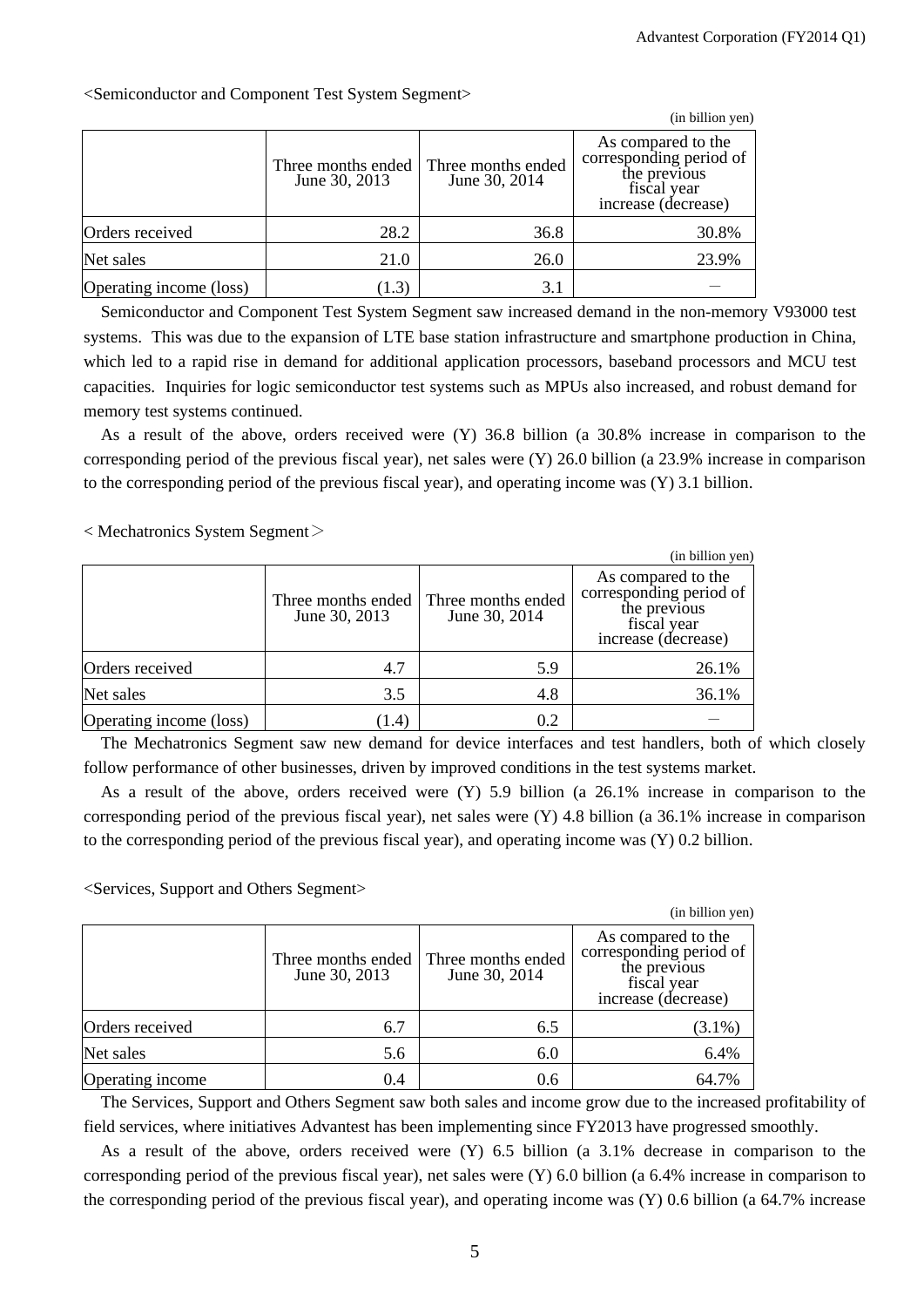<Semiconductor and Component Test System Segment>

(in billion yen)

| | Three months ended June 30, 2013 | Three months ended June 30, 2014 | As compared to the corresponding period of the previous fiscal year increase (decrease) |
|---|---|---|---|
| Orders received | 28.2 | 36.8 | 30.8% |
| Net sales | 21.0 | 26.0 | 23.9% |
| Operating income (loss) | (1.3) | 3.1 | — |

Semiconductor and Component Test System Segment saw increased demand in the non-memory V93000 test systems. This was due to the expansion of LTE base station infrastructure and smartphone production in China, which led to a rapid rise in demand for additional application processors, baseband processors and MCU test capacities. Inquiries for logic semiconductor test systems such as MPUs also increased, and robust demand for memory test systems continued.

As a result of the above, orders received were (Y) 36.8 billion (a 30.8% increase in comparison to the corresponding period of the previous fiscal year), net sales were (Y) 26.0 billion (a 23.9% increase in comparison to the corresponding period of the previous fiscal year), and operating income was (Y) 3.1 billion.

< Mechatronics System Segment＞

(in billion yen)

| | Three months ended June 30, 2013 | Three months ended June 30, 2014 | As compared to the corresponding period of the previous fiscal year increase (decrease) |
|---|---|---|---|
| Orders received | 4.7 | 5.9 | 26.1% |
| Net sales | 3.5 | 4.8 | 36.1% |
| Operating income (loss) | (1.4) | 0.2 | — |

The Mechatronics Segment saw new demand for device interfaces and test handlers, both of which closely follow performance of other businesses, driven by improved conditions in the test systems market.

As a result of the above, orders received were (Y) 5.9 billion (a 26.1% increase in comparison to the corresponding period of the previous fiscal year), net sales were (Y) 4.8 billion (a 36.1% increase in comparison to the corresponding period of the previous fiscal year), and operating income was (Y) 0.2 billion.

<Services, Support and Others Segment>

(in billion yen)

| | Three months ended June 30, 2013 | Three months ended June 30, 2014 | As compared to the corresponding period of the previous fiscal year increase (decrease) |
|---|---|---|---|
| Orders received | 6.7 | 6.5 | (3.1%) |
| Net sales | 5.6 | 6.0 | 6.4% |
| Operating income | 0.4 | 0.6 | 64.7% |

The Services, Support and Others Segment saw both sales and income grow due to the increased profitability of field services, where initiatives Advantest has been implementing since FY2013 have progressed smoothly.

As a result of the above, orders received were (Y) 6.5 billion (a 3.1% decrease in comparison to the corresponding period of the previous fiscal year), net sales were (Y) 6.0 billion (a 6.4% increase in comparison to the corresponding period of the previous fiscal year), and operating income was (Y) 0.6 billion (a 64.7% increase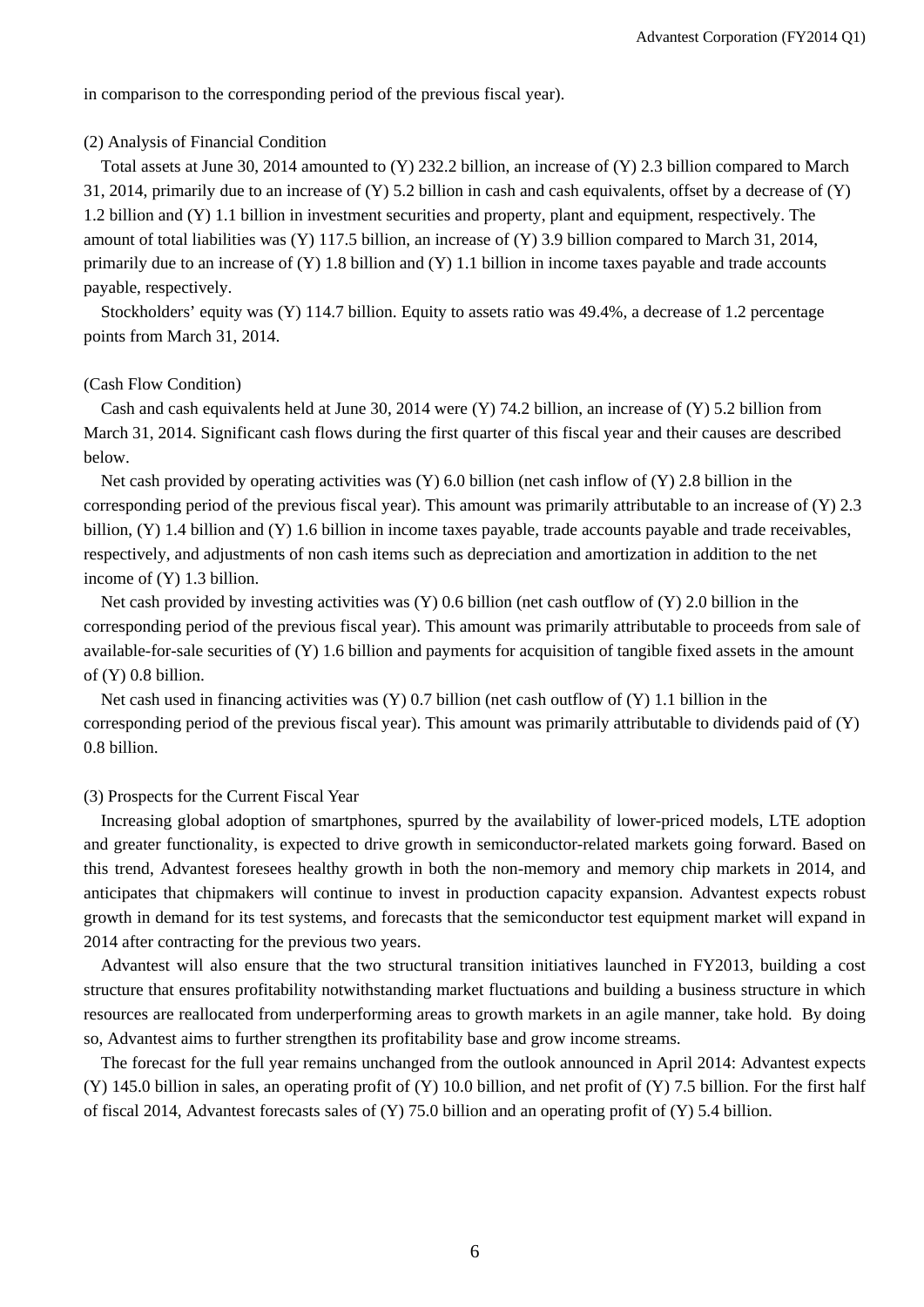in comparison to the corresponding period of the previous fiscal year).

### (2) Analysis of Financial Condition

Total assets at June 30, 2014 amounted to (Y) 232.2 billion, an increase of (Y) 2.3 billion compared to March 31, 2014, primarily due to an increase of (Y) 5.2 billion in cash and cash equivalents, offset by a decrease of (Y) 1.2 billion and (Y) 1.1 billion in investment securities and property, plant and equipment, respectively. The amount of total liabilities was (Y) 117.5 billion, an increase of (Y) 3.9 billion compared to March 31, 2014, primarily due to an increase of (Y) 1.8 billion and (Y) 1.1 billion in income taxes payable and trade accounts payable, respectively.

Stockholders' equity was (Y) 114.7 billion. Equity to assets ratio was 49.4%, a decrease of 1.2 percentage points from March 31, 2014.

#### (Cash Flow Condition)

Cash and cash equivalents held at June 30, 2014 were (Y) 74.2 billion, an increase of (Y) 5.2 billion from March 31, 2014. Significant cash flows during the first quarter of this fiscal year and their causes are described below.

Net cash provided by operating activities was (Y) 6.0 billion (net cash inflow of (Y) 2.8 billion in the corresponding period of the previous fiscal year). This amount was primarily attributable to an increase of (Y) 2.3 billion, (Y) 1.4 billion and (Y) 1.6 billion in income taxes payable, trade accounts payable and trade receivables, respectively, and adjustments of non cash items such as depreciation and amortization in addition to the net income of (Y) 1.3 billion.

Net cash provided by investing activities was (Y) 0.6 billion (net cash outflow of (Y) 2.0 billion in the corresponding period of the previous fiscal year). This amount was primarily attributable to proceeds from sale of available-for-sale securities of (Y) 1.6 billion and payments for acquisition of tangible fixed assets in the amount of (Y) 0.8 billion.

Net cash used in financing activities was (Y) 0.7 billion (net cash outflow of (Y) 1.1 billion in the corresponding period of the previous fiscal year). This amount was primarily attributable to dividends paid of (Y) 0.8 billion.

### (3) Prospects for the Current Fiscal Year

Increasing global adoption of smartphones, spurred by the availability of lower-priced models, LTE adoption and greater functionality, is expected to drive growth in semiconductor-related markets going forward. Based on this trend, Advantest foresees healthy growth in both the non-memory and memory chip markets in 2014, and anticipates that chipmakers will continue to invest in production capacity expansion. Advantest expects robust growth in demand for its test systems, and forecasts that the semiconductor test equipment market will expand in 2014 after contracting for the previous two years.

Advantest will also ensure that the two structural transition initiatives launched in FY2013, building a cost structure that ensures profitability notwithstanding market fluctuations and building a business structure in which resources are reallocated from underperforming areas to growth markets in an agile manner, take hold. By doing so, Advantest aims to further strengthen its profitability base and grow income streams.

The forecast for the full year remains unchanged from the outlook announced in April 2014: Advantest expects (Y) 145.0 billion in sales, an operating profit of (Y) 10.0 billion, and net profit of (Y) 7.5 billion. For the first half of fiscal 2014, Advantest forecasts sales of (Y) 75.0 billion and an operating profit of (Y) 5.4 billion.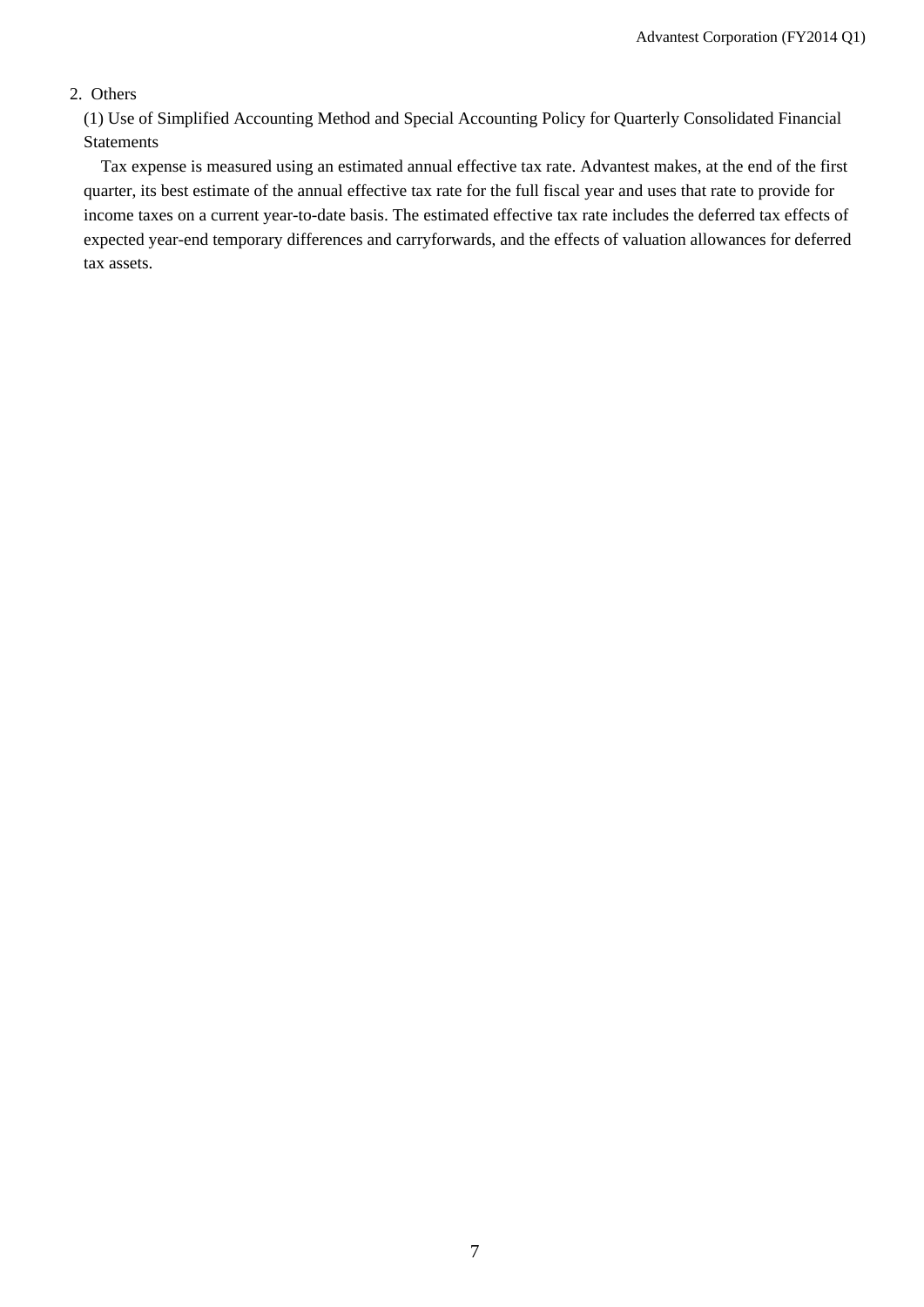## 2. Others

### (1) Use of Simplified Accounting Method and Special Accounting Policy for Quarterly Consolidated Financial Statements

Tax expense is measured using an estimated annual effective tax rate. Advantest makes, at the end of the first quarter, its best estimate of the annual effective tax rate for the full fiscal year and uses that rate to provide for income taxes on a current year-to-date basis. The estimated effective tax rate includes the deferred tax effects of expected year-end temporary differences and carryforwards, and the effects of valuation allowances for deferred tax assets.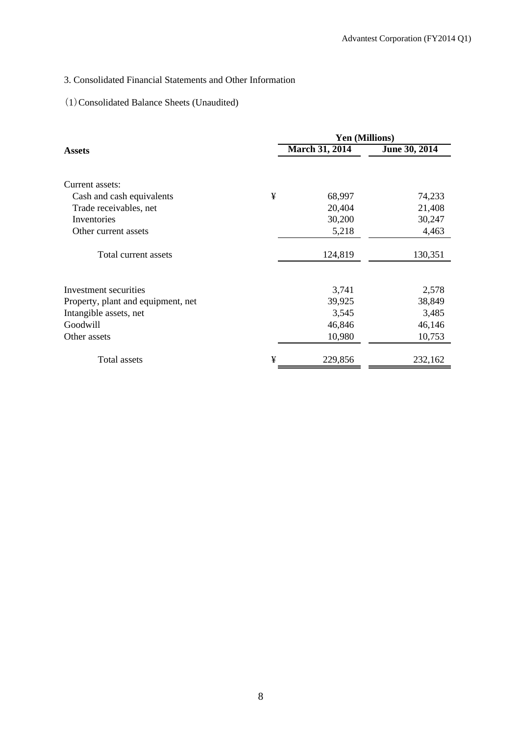## 3. Consolidated Financial Statements and Other Information

### (1) Consolidated Balance Sheets (Unaudited)

| | | Yen (Millions) | |
|---|---|---|---|
| **Assets** | | **March 31, 2014** | **June 30, 2014** |
| Current assets: | | | |
| Cash and cash equivalents | ¥ | 68,997 | 74,233 |
| Trade receivables, net | | 20,404 | 21,408 |
| Inventories | | 30,200 | 30,247 |
| Other current assets | | 5,218 | 4,463 |
| Total current assets | | 124,819 | 130,351 |
| Investment securities | | 3,741 | 2,578 |
| Property, plant and equipment, net | | 39,925 | 38,849 |
| Intangible assets, net | | 3,545 | 3,485 |
| Goodwill | | 46,846 | 46,146 |
| Other assets | | 10,980 | 10,753 |
| Total assets | ¥ | 229,856 | 232,162 |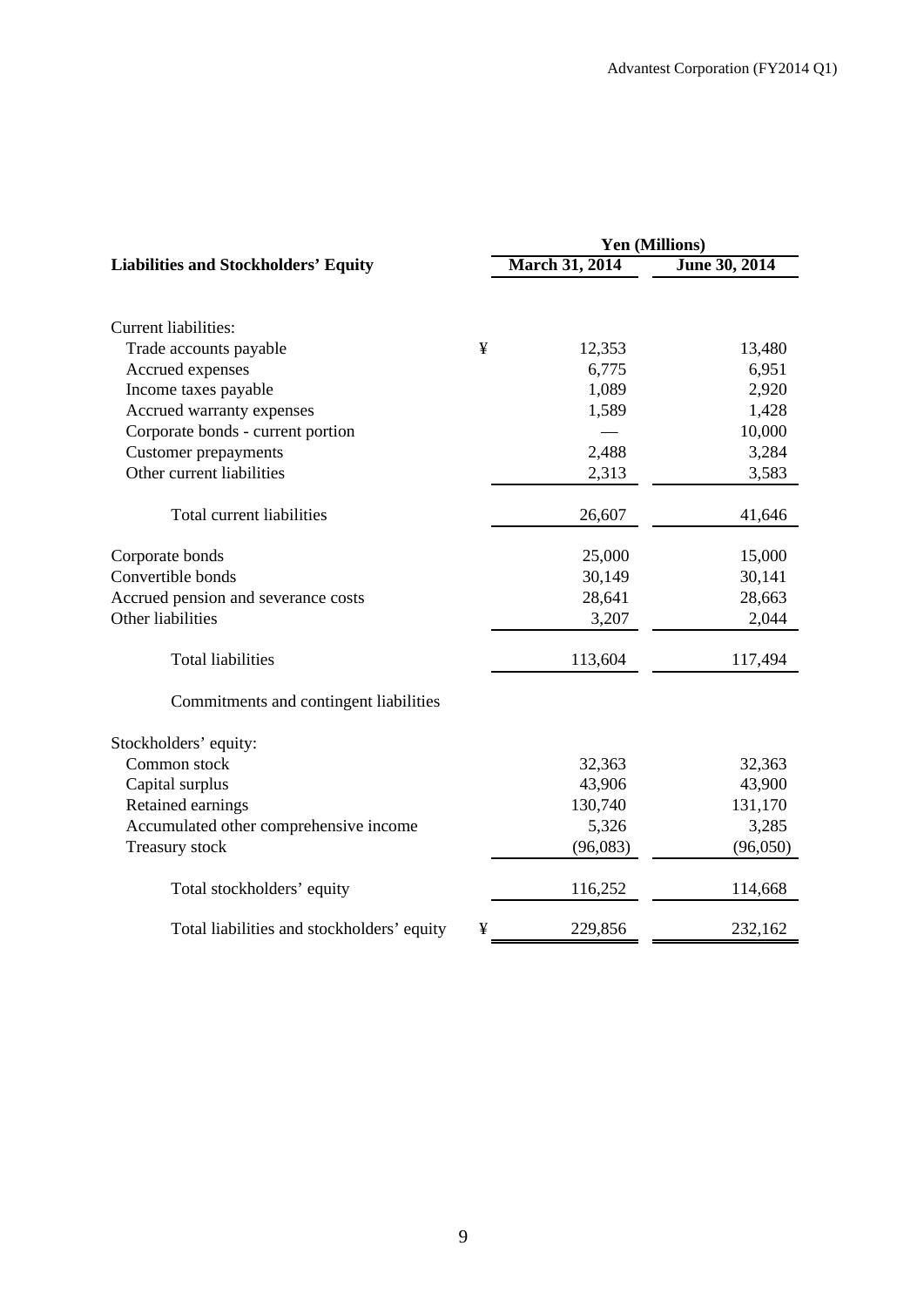| Liabilities and Stockholders' Equity | | Yen (Millions) | |
|---|---|---|---|
| | | March 31, 2014 | June 30, 2014 |
| Current liabilities: | | | |
| Trade accounts payable | ¥ | 12,353 | 13,480 |
| Accrued expenses | | 6,775 | 6,951 |
| Income taxes payable | | 1,089 | 2,920 |
| Accrued warranty expenses | | 1,589 | 1,428 |
| Corporate bonds - current portion | | — | 10,000 |
| Customer prepayments | | 2,488 | 3,284 |
| Other current liabilities | | 2,313 | 3,583 |
| Total current liabilities | | 26,607 | 41,646 |
| Corporate bonds | | 25,000 | 15,000 |
| Convertible bonds | | 30,149 | 30,141 |
| Accrued pension and severance costs | | 28,641 | 28,663 |
| Other liabilities | | 3,207 | 2,044 |
| Total liabilities | | 113,604 | 117,494 |
| Commitments and contingent liabilities | | | |
| Stockholders' equity: | | | |
| Common stock | | 32,363 | 32,363 |
| Capital surplus | | 43,906 | 43,900 |
| Retained earnings | | 130,740 | 131,170 |
| Accumulated other comprehensive income | | 5,326 | 3,285 |
| Treasury stock | | (96,083) | (96,050) |
| Total stockholders' equity | | 116,252 | 114,668 |
| Total liabilities and stockholders' equity | ¥ | 229,856 | 232,162 |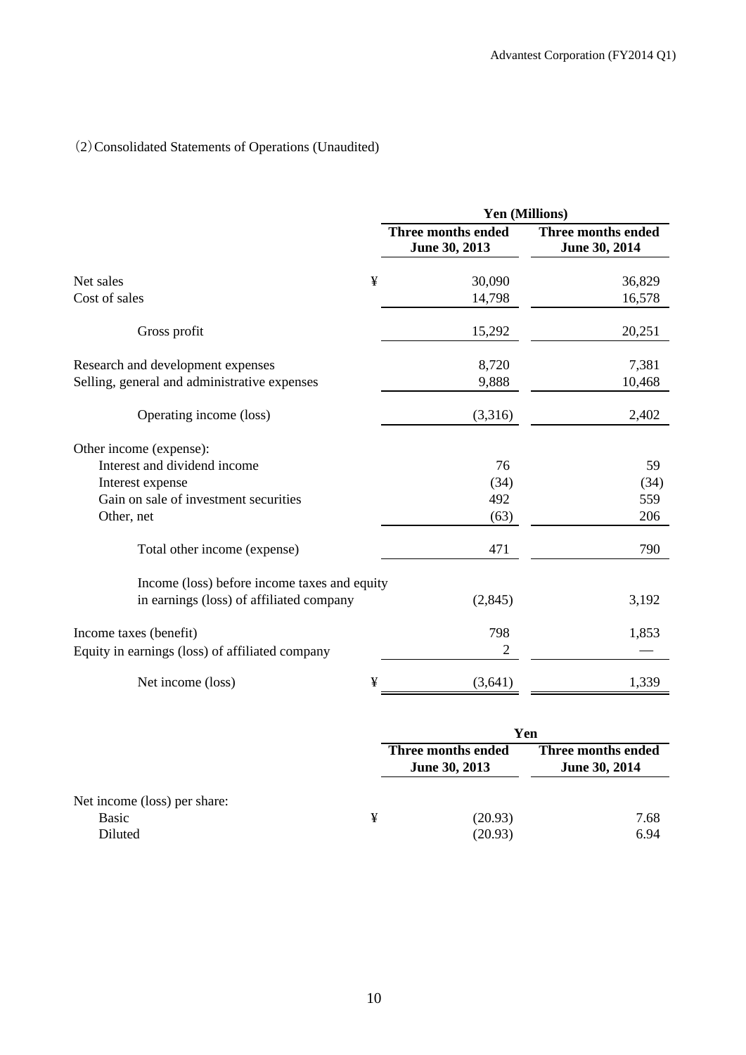(2) Consolidated Statements of Operations (Unaudited)

| | | Yen (Millions) | |
|---|---|---|---|
| | | Three months ended June 30, 2013 | Three months ended June 30, 2014 |
| Net sales | ¥ | 30,090 | 36,829 |
| Cost of sales | | 14,798 | 16,578 |
| Gross profit | | 15,292 | 20,251 |
| Research and development expenses | | 8,720 | 7,381 |
| Selling, general and administrative expenses | | 9,888 | 10,468 |
| Operating income (loss) | | (3,316) | 2,402 |
| Other income (expense): | | | |
| Interest and dividend income | | 76 | 59 |
| Interest expense | | (34) | (34) |
| Gain on sale of investment securities | | 492 | 559 |
| Other, net | | (63) | 206 |
| Total other income (expense) | | 471 | 790 |
| Income (loss) before income taxes and equity in earnings (loss) of affiliated company | | (2,845) | 3,192 |
| Income taxes (benefit) | | 798 | 1,853 |
| Equity in earnings (loss) of affiliated company | | 2 | — |
| Net income (loss) | ¥ | (3,641) | 1,339 |

| | | Yen | |
|---|---|---|---|
| | | Three months ended June 30, 2013 | Three months ended June 30, 2014 |
| Net income (loss) per share: | | | |
| Basic | ¥ | (20.93) | 7.68 |
| Diluted | | (20.93) | 6.94 |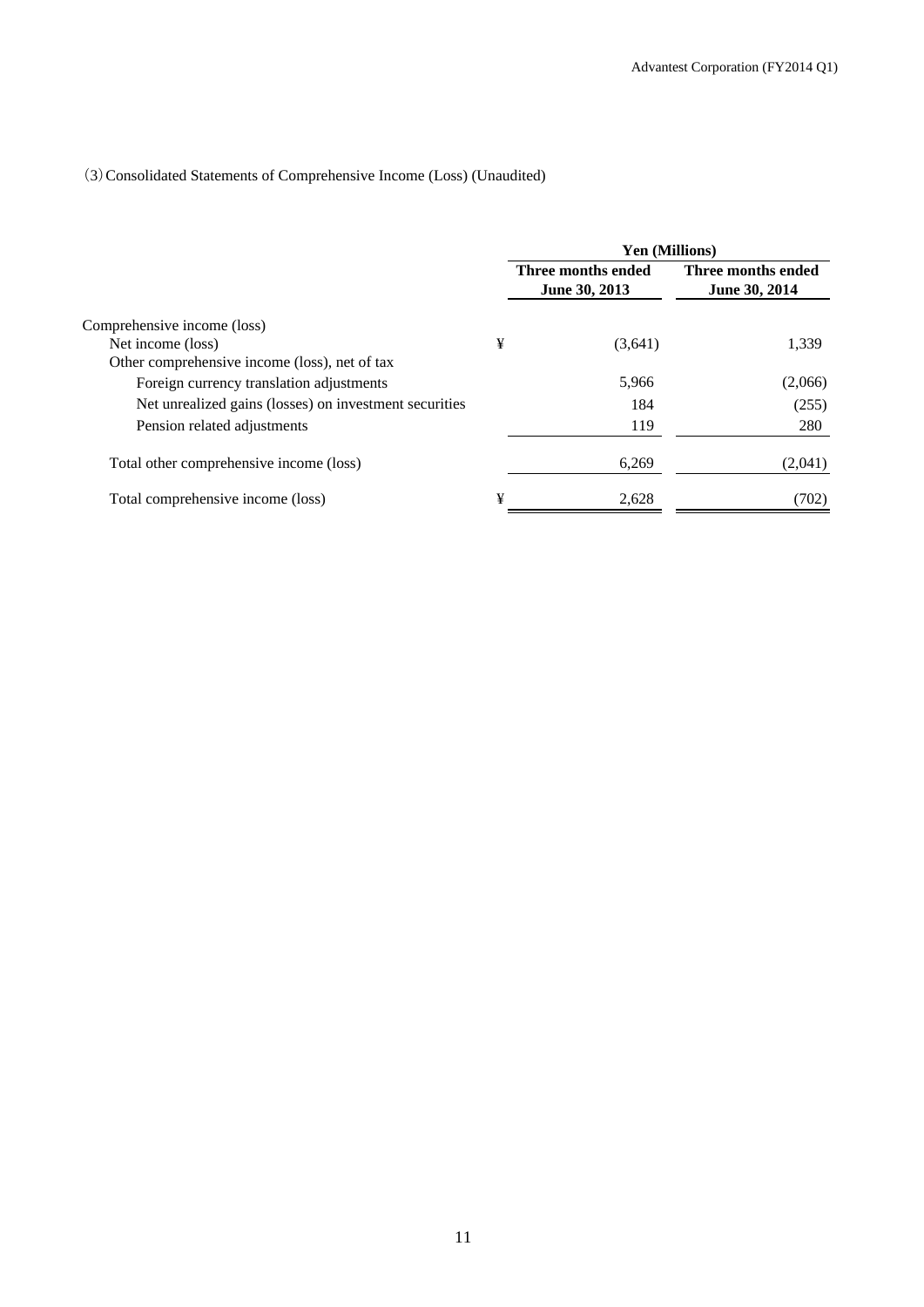（3）Consolidated Statements of Comprehensive Income (Loss) (Unaudited)

| | | Yen (Millions) | |
|---|---|---|---|
| | | Three months ended June 30, 2013 | Three months ended June 30, 2014 |
| Comprehensive income (loss) | | | |
| Net income (loss) | ¥ | (3,641) | 1,339 |
| Other comprehensive income (loss), net of tax | | | |
| Foreign currency translation adjustments | | 5,966 | (2,066) |
| Net unrealized gains (losses) on investment securities | | 184 | (255) |
| Pension related adjustments | | 119 | 280 |
| Total other comprehensive income (loss) | | 6,269 | (2,041) |
| Total comprehensive income (loss) | ¥ | 2,628 | (702) |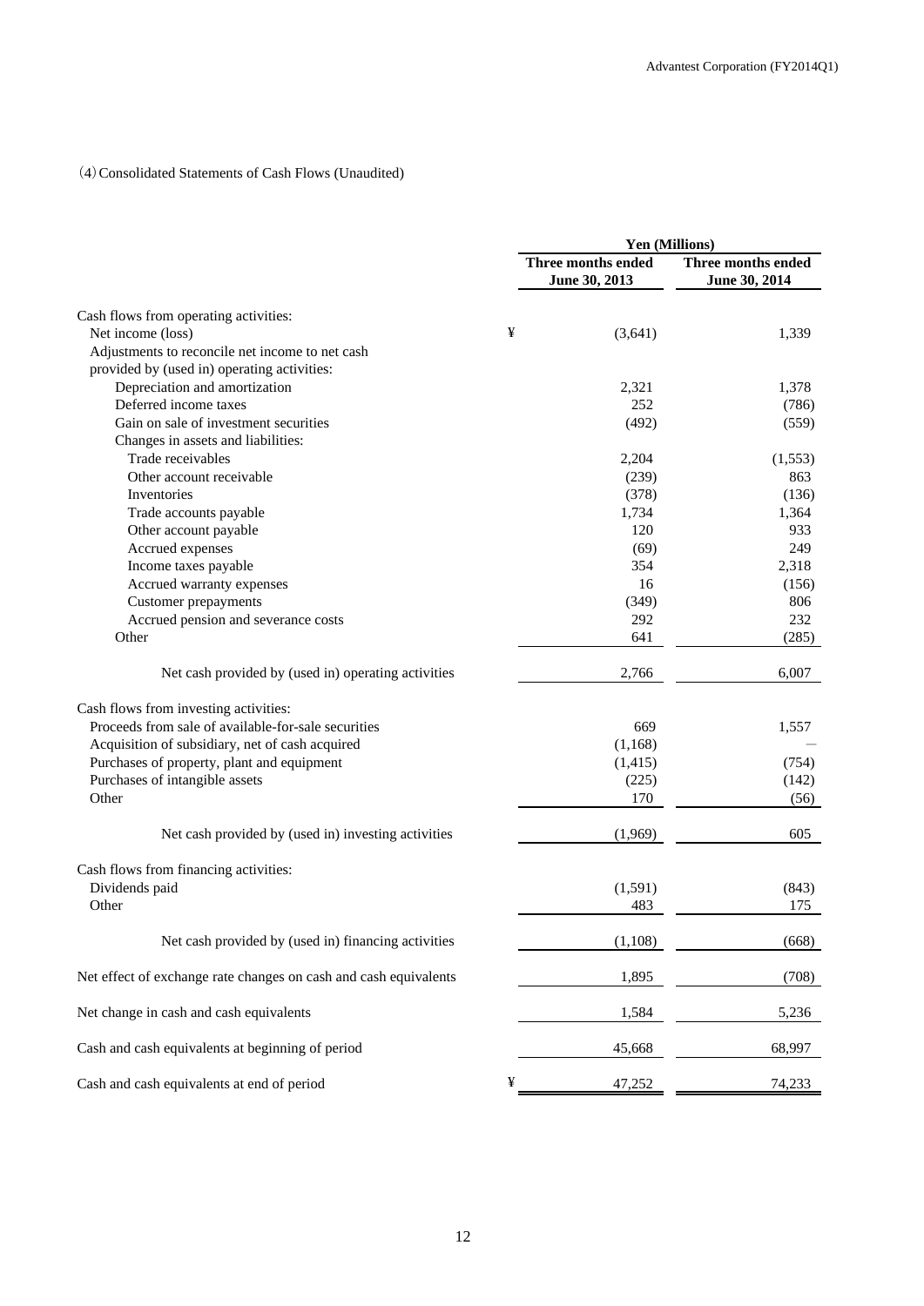(4) Consolidated Statements of Cash Flows (Unaudited)

| | Yen (Millions) | |
|---|---|---|
| | Three months ended June 30, 2013 | Three months ended June 30, 2014 |
| Cash flows from operating activities: | | |
| Net income (loss) | ¥ (3,641) | 1,339 |
| Adjustments to reconcile net income to net cash provided by (used in) operating activities: | | |
| Depreciation and amortization | 2,321 | 1,378 |
| Deferred income taxes | 252 | (786) |
| Gain on sale of investment securities | (492) | (559) |
| Changes in assets and liabilities: | | |
| Trade receivables | 2,204 | (1,553) |
| Other account receivable | (239) | 863 |
| Inventories | (378) | (136) |
| Trade accounts payable | 1,734 | 1,364 |
| Other account payable | 120 | 933 |
| Accrued expenses | (69) | 249 |
| Income taxes payable | 354 | 2,318 |
| Accrued warranty expenses | 16 | (156) |
| Customer prepayments | (349) | 806 |
| Accrued pension and severance costs | 292 | 232 |
| Other | 641 | (285) |
| Net cash provided by (used in) operating activities | 2,766 | 6,007 |
| Cash flows from investing activities: | | |
| Proceeds from sale of available-for-sale securities | 669 | 1,557 |
| Acquisition of subsidiary, net of cash acquired | (1,168) | — |
| Purchases of property, plant and equipment | (1,415) | (754) |
| Purchases of intangible assets | (225) | (142) |
| Other | 170 | (56) |
| Net cash provided by (used in) investing activities | (1,969) | 605 |
| Cash flows from financing activities: | | |
| Dividends paid | (1,591) | (843) |
| Other | 483 | 175 |
| Net cash provided by (used in) financing activities | (1,108) | (668) |
| Net effect of exchange rate changes on cash and cash equivalents | 1,895 | (708) |
| Net change in cash and cash equivalents | 1,584 | 5,236 |
| Cash and cash equivalents at beginning of period | 45,668 | 68,997 |
| Cash and cash equivalents at end of period | ¥ 47,252 | 74,233 |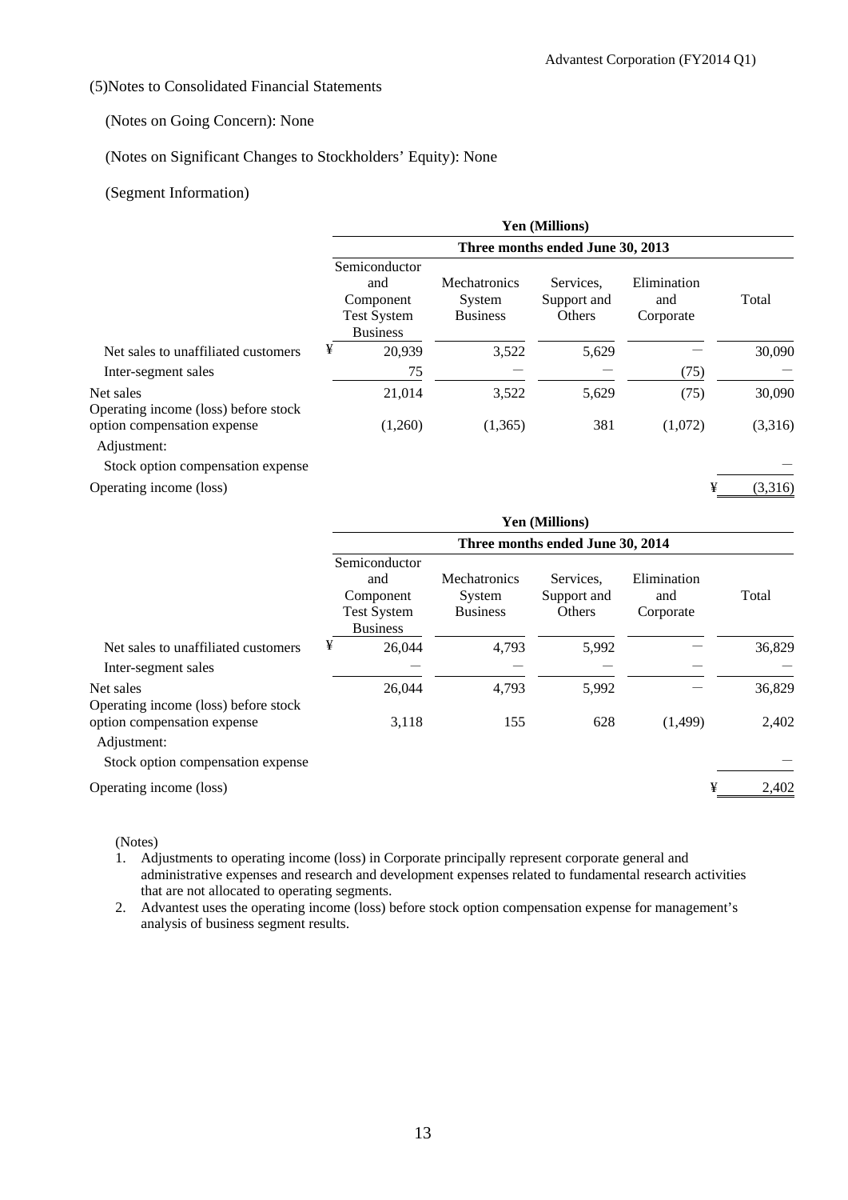(5)Notes to Consolidated Financial Statements

(Notes on Going Concern): None

(Notes on Significant Changes to Stockholders' Equity): None

(Segment Information)

| | Yen (Millions) | | | | |
|---|---|---|---|---|---|
| | Three months ended June 30, 2013 | | | | |
| | Semiconductor and Component Test System Business | Mechatronics System Business | Services, Support and Others | Elimination and Corporate | Total |
| Net sales to unaffiliated customers | ¥ 20,939 | 3,522 | 5,629 | — | 30,090 |
| Inter-segment sales | 75 | — | — | (75) | — |
| Net sales | 21,014 | 3,522 | 5,629 | (75) | 30,090 |
| Operating income (loss) before stock option compensation expense | (1,260) | (1,365) | 381 | (1,072) | (3,316) |
| Adjustment: | | | | | |
| Stock option compensation expense | | | | | — |
| Operating income (loss) | | | | | ¥ (3,316) |

| | Yen (Millions) | | | | |
|---|---|---|---|---|---|
| | Three months ended June 30, 2014 | | | | |
| | Semiconductor and Component Test System Business | Mechatronics System Business | Services, Support and Others | Elimination and Corporate | Total |
| Net sales to unaffiliated customers | ¥ 26,044 | 4,793 | 5,992 | — | 36,829 |
| Inter-segment sales | — | — | — | — | — |
| Net sales | 26,044 | 4,793 | 5,992 | — | 36,829 |
| Operating income (loss) before stock option compensation expense | 3,118 | 155 | 628 | (1,499) | 2,402 |
| Adjustment: | | | | | |
| Stock option compensation expense | | | | | — |
| Operating income (loss) | | | | | ¥ 2,402 |

(Notes)

1. Adjustments to operating income (loss) in Corporate principally represent corporate general and administrative expenses and research and development expenses related to fundamental research activities that are not allocated to operating segments.
2. Advantest uses the operating income (loss) before stock option compensation expense for management's analysis of business segment results.